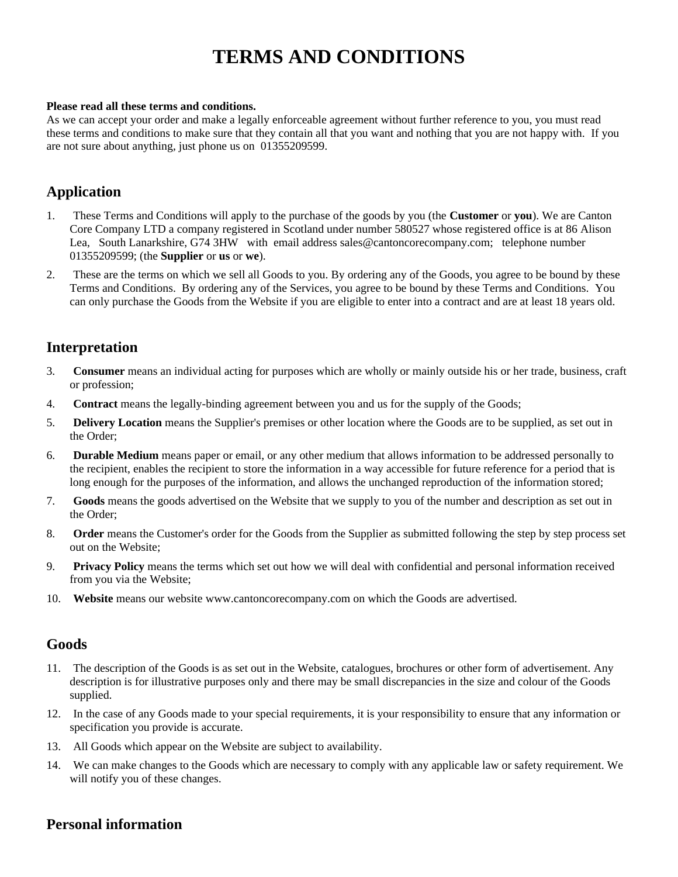# TERMS AND CONDITIONS

**Please read all these terms and conditions.**
As we can accept your order and make a legally enforceable agreement without further reference to you, you must read these terms and conditions to make sure that they contain all that you want and nothing that you are not happy with. If you are not sure about anything, just phone us on 01355209599.

## Application

1. These Terms and Conditions will apply to the purchase of the goods by you (the **Customer** or **you**). We are Canton Core Company LTD a company registered in Scotland under number 580527 whose registered office is at 86 Alison Lea, South Lanarkshire, G74 3HW with email address sales@cantoncorecompany.com; telephone number 01355209599; (the **Supplier** or **us** or **we**).
2. These are the terms on which we sell all Goods to you. By ordering any of the Goods, you agree to be bound by these Terms and Conditions. By ordering any of the Services, you agree to be bound by these Terms and Conditions. You can only purchase the Goods from the Website if you are eligible to enter into a contract and are at least 18 years old.

## Interpretation

3. **Consumer** means an individual acting for purposes which are wholly or mainly outside his or her trade, business, craft or profession;
4. **Contract** means the legally-binding agreement between you and us for the supply of the Goods;
5. **Delivery Location** means the Supplier's premises or other location where the Goods are to be supplied, as set out in the Order;
6. **Durable Medium** means paper or email, or any other medium that allows information to be addressed personally to the recipient, enables the recipient to store the information in a way accessible for future reference for a period that is long enough for the purposes of the information, and allows the unchanged reproduction of the information stored;
7. **Goods** means the goods advertised on the Website that we supply to you of the number and description as set out in the Order;
8. **Order** means the Customer's order for the Goods from the Supplier as submitted following the step by step process set out on the Website;
9. **Privacy Policy** means the terms which set out how we will deal with confidential and personal information received from you via the Website;
10. **Website** means our website www.cantoncorecompany.com on which the Goods are advertised.

## Goods

11. The description of the Goods is as set out in the Website, catalogues, brochures or other form of advertisement. Any description is for illustrative purposes only and there may be small discrepancies in the size and colour of the Goods supplied.
12. In the case of any Goods made to your special requirements, it is your responsibility to ensure that any information or specification you provide is accurate.
13. All Goods which appear on the Website are subject to availability.
14. We can make changes to the Goods which are necessary to comply with any applicable law or safety requirement. We will notify you of these changes.

## Personal information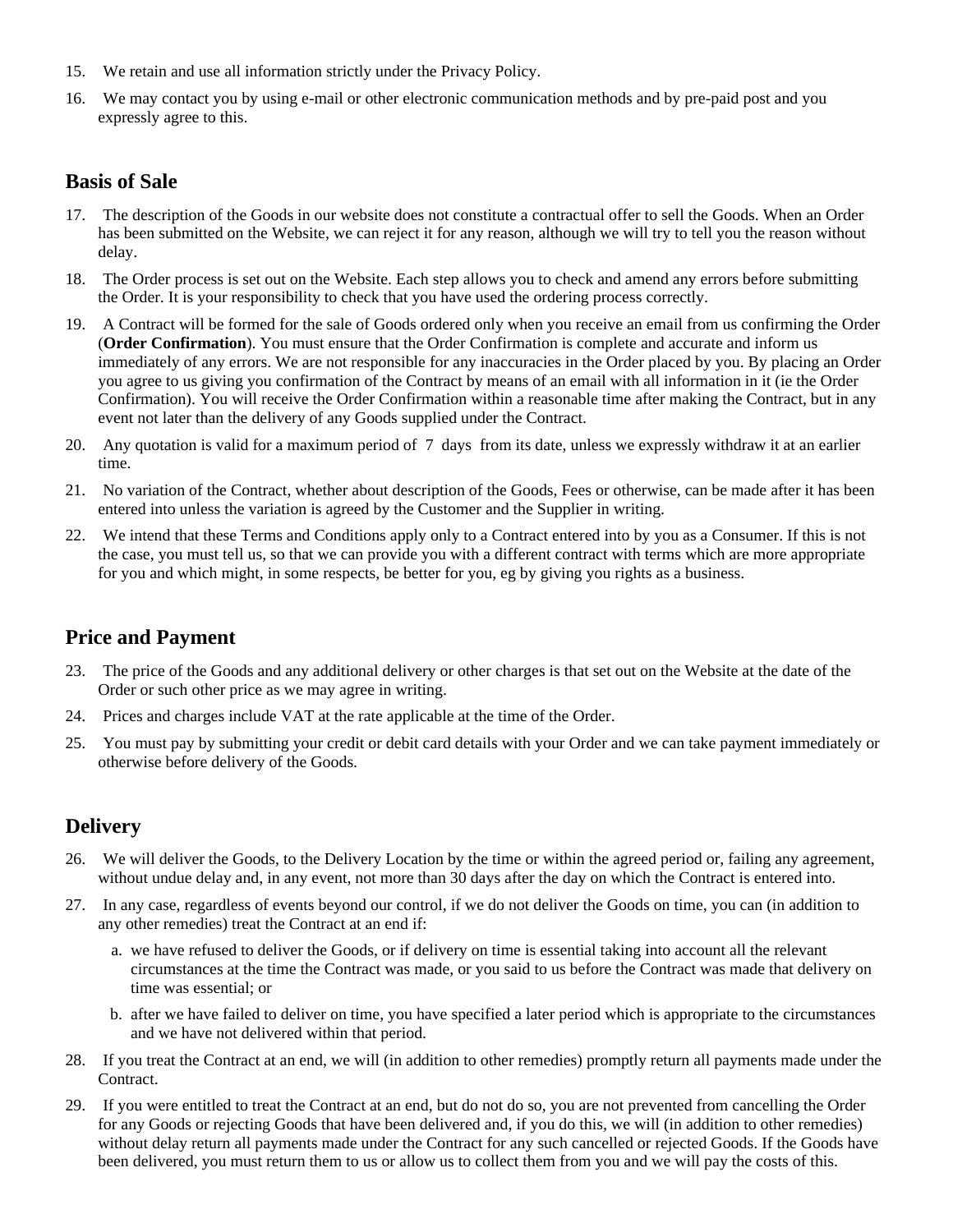15. We retain and use all information strictly under the Privacy Policy.
16. We may contact you by using e-mail or other electronic communication methods and by pre-paid post and you expressly agree to this.

## Basis of Sale

17. The description of the Goods in our website does not constitute a contractual offer to sell the Goods. When an Order has been submitted on the Website, we can reject it for any reason, although we will try to tell you the reason without delay.
18. The Order process is set out on the Website. Each step allows you to check and amend any errors before submitting the Order. It is your responsibility to check that you have used the ordering process correctly.
19. A Contract will be formed for the sale of Goods ordered only when you receive an email from us confirming the Order (**Order Confirmation**). You must ensure that the Order Confirmation is complete and accurate and inform us immediately of any errors. We are not responsible for any inaccuracies in the Order placed by you. By placing an Order you agree to us giving you confirmation of the Contract by means of an email with all information in it (ie the Order Confirmation). You will receive the Order Confirmation within a reasonable time after making the Contract, but in any event not later than the delivery of any Goods supplied under the Contract.
20. Any quotation is valid for a maximum period of 7 days from its date, unless we expressly withdraw it at an earlier time.
21. No variation of the Contract, whether about description of the Goods, Fees or otherwise, can be made after it has been entered into unless the variation is agreed by the Customer and the Supplier in writing.
22. We intend that these Terms and Conditions apply only to a Contract entered into by you as a Consumer. If this is not the case, you must tell us, so that we can provide you with a different contract with terms which are more appropriate for you and which might, in some respects, be better for you, eg by giving you rights as a business.

## Price and Payment

23. The price of the Goods and any additional delivery or other charges is that set out on the Website at the date of the Order or such other price as we may agree in writing.
24. Prices and charges include VAT at the rate applicable at the time of the Order.
25. You must pay by submitting your credit or debit card details with your Order and we can take payment immediately or otherwise before delivery of the Goods.

## Delivery

26. We will deliver the Goods, to the Delivery Location by the time or within the agreed period or, failing any agreement, without undue delay and, in any event, not more than 30 days after the day on which the Contract is entered into.
27. In any case, regardless of events beyond our control, if we do not deliver the Goods on time, you can (in addition to any other remedies) treat the Contract at an end if:
    a. we have refused to deliver the Goods, or if delivery on time is essential taking into account all the relevant circumstances at the time the Contract was made, or you said to us before the Contract was made that delivery on time was essential; or
    b. after we have failed to deliver on time, you have specified a later period which is appropriate to the circumstances and we have not delivered within that period.
28. If you treat the Contract at an end, we will (in addition to other remedies) promptly return all payments made under the Contract.
29. If you were entitled to treat the Contract at an end, but do not do so, you are not prevented from cancelling the Order for any Goods or rejecting Goods that have been delivered and, if you do this, we will (in addition to other remedies) without delay return all payments made under the Contract for any such cancelled or rejected Goods. If the Goods have been delivered, you must return them to us or allow us to collect them from you and we will pay the costs of this.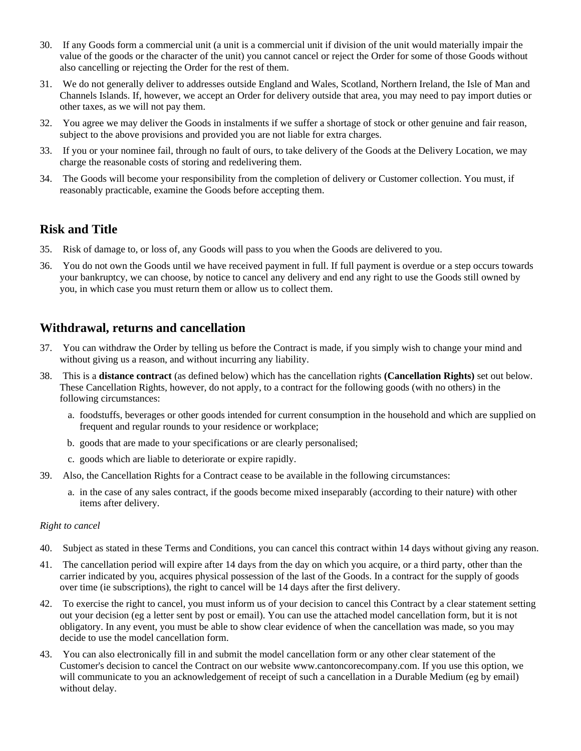30. If any Goods form a commercial unit (a unit is a commercial unit if division of the unit would materially impair the value of the goods or the character of the unit) you cannot cancel or reject the Order for some of those Goods without also cancelling or rejecting the Order for the rest of them.

31. We do not generally deliver to addresses outside England and Wales, Scotland, Northern Ireland, the Isle of Man and Channels Islands. If, however, we accept an Order for delivery outside that area, you may need to pay import duties or other taxes, as we will not pay them.

32. You agree we may deliver the Goods in instalments if we suffer a shortage of stock or other genuine and fair reason, subject to the above provisions and provided you are not liable for extra charges.

33. If you or your nominee fail, through no fault of ours, to take delivery of the Goods at the Delivery Location, we may charge the reasonable costs of storing and redelivering them.

34. The Goods will become your responsibility from the completion of delivery or Customer collection. You must, if reasonably practicable, examine the Goods before accepting them.

## Risk and Title

35. Risk of damage to, or loss of, any Goods will pass to you when the Goods are delivered to you.

36. You do not own the Goods until we have received payment in full. If full payment is overdue or a step occurs towards your bankruptcy, we can choose, by notice to cancel any delivery and end any right to use the Goods still owned by you, in which case you must return them or allow us to collect them.

## Withdrawal, returns and cancellation

37. You can withdraw the Order by telling us before the Contract is made, if you simply wish to change your mind and without giving us a reason, and without incurring any liability.

38. This is a **distance contract** (as defined below) which has the cancellation rights **(Cancellation Rights)** set out below. These Cancellation Rights, however, do not apply, to a contract for the following goods (with no others) in the following circumstances:

    a. foodstuffs, beverages or other goods intended for current consumption in the household and which are supplied on frequent and regular rounds to your residence or workplace;

    b. goods that are made to your specifications or are clearly personalised;

    c. goods which are liable to deteriorate or expire rapidly.

39. Also, the Cancellation Rights for a Contract cease to be available in the following circumstances:

    a. in the case of any sales contract, if the goods become mixed inseparably (according to their nature) with other items after delivery.

*Right to cancel*

40. Subject as stated in these Terms and Conditions, you can cancel this contract within 14 days without giving any reason.

41. The cancellation period will expire after 14 days from the day on which you acquire, or a third party, other than the carrier indicated by you, acquires physical possession of the last of the Goods. In a contract for the supply of goods over time (ie subscriptions), the right to cancel will be 14 days after the first delivery.

42. To exercise the right to cancel, you must inform us of your decision to cancel this Contract by a clear statement setting out your decision (eg a letter sent by post or email). You can use the attached model cancellation form, but it is not obligatory. In any event, you must be able to show clear evidence of when the cancellation was made, so you may decide to use the model cancellation form.

43. You can also electronically fill in and submit the model cancellation form or any other clear statement of the Customer's decision to cancel the Contract on our website www.cantoncorecompany.com. If you use this option, we will communicate to you an acknowledgement of receipt of such a cancellation in a Durable Medium (eg by email) without delay.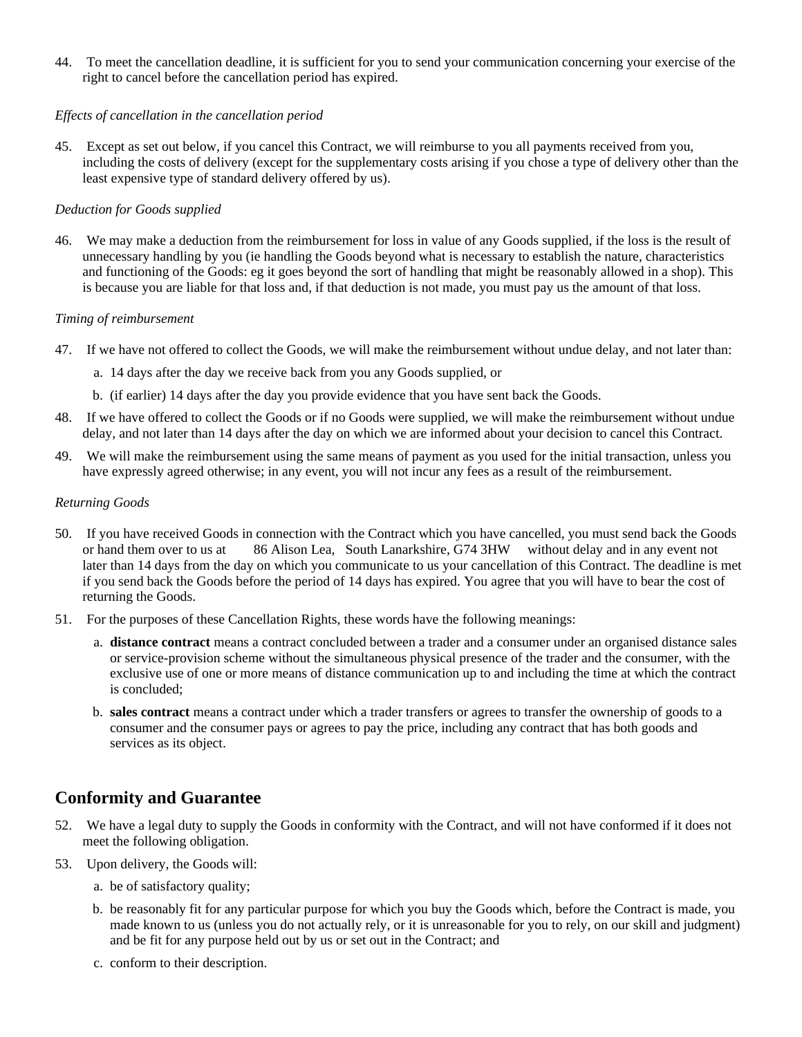44. To meet the cancellation deadline, it is sufficient for you to send your communication concerning your exercise of the right to cancel before the cancellation period has expired.

*Effects of cancellation in the cancellation period*

45. Except as set out below, if you cancel this Contract, we will reimburse to you all payments received from you, including the costs of delivery (except for the supplementary costs arising if you chose a type of delivery other than the least expensive type of standard delivery offered by us).

*Deduction for Goods supplied*

46. We may make a deduction from the reimbursement for loss in value of any Goods supplied, if the loss is the result of unnecessary handling by you (ie handling the Goods beyond what is necessary to establish the nature, characteristics and functioning of the Goods: eg it goes beyond the sort of handling that might be reasonably allowed in a shop). This is because you are liable for that loss and, if that deduction is not made, you must pay us the amount of that loss.

*Timing of reimbursement*

47. If we have not offered to collect the Goods, we will make the reimbursement without undue delay, and not later than:
    a. 14 days after the day we receive back from you any Goods supplied, or
    b. (if earlier) 14 days after the day you provide evidence that you have sent back the Goods.
48. If we have offered to collect the Goods or if no Goods were supplied, we will make the reimbursement without undue delay, and not later than 14 days after the day on which we are informed about your decision to cancel this Contract.
49. We will make the reimbursement using the same means of payment as you used for the initial transaction, unless you have expressly agreed otherwise; in any event, you will not incur any fees as a result of the reimbursement.

*Returning Goods*

50. If you have received Goods in connection with the Contract which you have cancelled, you must send back the Goods or hand them over to us at 86 Alison Lea, South Lanarkshire, G74 3HW without delay and in any event not later than 14 days from the day on which you communicate to us your cancellation of this Contract. The deadline is met if you send back the Goods before the period of 14 days has expired. You agree that you will have to bear the cost of returning the Goods.
51. For the purposes of these Cancellation Rights, these words have the following meanings:
    a. **distance contract** means a contract concluded between a trader and a consumer under an organised distance sales or service-provision scheme without the simultaneous physical presence of the trader and the consumer, with the exclusive use of one or more means of distance communication up to and including the time at which the contract is concluded;
    b. **sales contract** means a contract under which a trader transfers or agrees to transfer the ownership of goods to a consumer and the consumer pays or agrees to pay the price, including any contract that has both goods and services as its object.

## Conformity and Guarantee

52. We have a legal duty to supply the Goods in conformity with the Contract, and will not have conformed if it does not meet the following obligation.
53. Upon delivery, the Goods will:
    a. be of satisfactory quality;
    b. be reasonably fit for any particular purpose for which you buy the Goods which, before the Contract is made, you made known to us (unless you do not actually rely, or it is unreasonable for you to rely, on our skill and judgment) and be fit for any purpose held out by us or set out in the Contract; and
    c. conform to their description.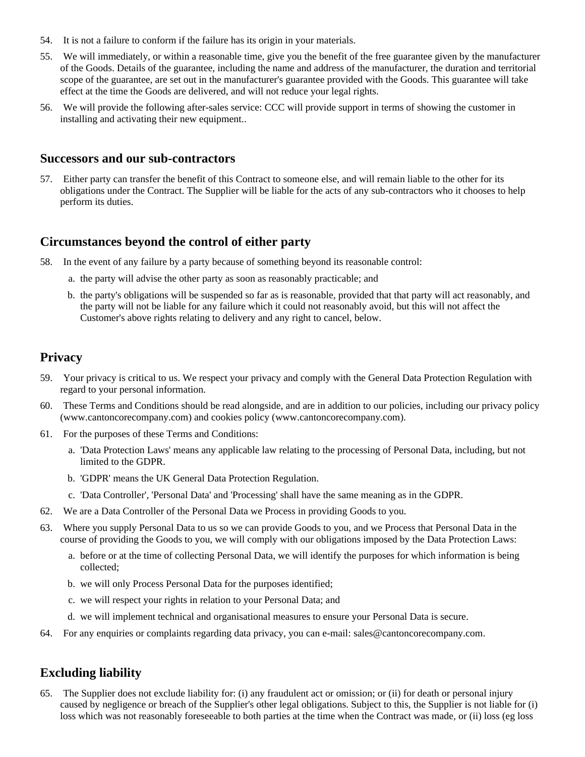54. It is not a failure to conform if the failure has its origin in your materials.

55. We will immediately, or within a reasonable time, give you the benefit of the free guarantee given by the manufacturer of the Goods. Details of the guarantee, including the name and address of the manufacturer, the duration and territorial scope of the guarantee, are set out in the manufacturer's guarantee provided with the Goods. This guarantee will take effect at the time the Goods are delivered, and will not reduce your legal rights.

56. We will provide the following after-sales service: CCC will provide support in terms of showing the customer in installing and activating their new equipment..

## Successors and our sub-contractors

57. Either party can transfer the benefit of this Contract to someone else, and will remain liable to the other for its obligations under the Contract. The Supplier will be liable for the acts of any sub-contractors who it chooses to help perform its duties.

## Circumstances beyond the control of either party

58. In the event of any failure by a party because of something beyond its reasonable control:
    a. the party will advise the other party as soon as reasonably practicable; and
    b. the party's obligations will be suspended so far as is reasonable, provided that that party will act reasonably, and the party will not be liable for any failure which it could not reasonably avoid, but this will not affect the Customer's above rights relating to delivery and any right to cancel, below.

## Privacy

59. Your privacy is critical to us. We respect your privacy and comply with the General Data Protection Regulation with regard to your personal information.

60. These Terms and Conditions should be read alongside, and are in addition to our policies, including our privacy policy (www.cantoncorecompany.com) and cookies policy (www.cantoncorecompany.com).

61. For the purposes of these Terms and Conditions:
    a. 'Data Protection Laws' means any applicable law relating to the processing of Personal Data, including, but not limited to the GDPR.
    b. 'GDPR' means the UK General Data Protection Regulation.
    c. 'Data Controller', 'Personal Data' and 'Processing' shall have the same meaning as in the GDPR.

62. We are a Data Controller of the Personal Data we Process in providing Goods to you.

63. Where you supply Personal Data to us so we can provide Goods to you, and we Process that Personal Data in the course of providing the Goods to you, we will comply with our obligations imposed by the Data Protection Laws:
    a. before or at the time of collecting Personal Data, we will identify the purposes for which information is being collected;
    b. we will only Process Personal Data for the purposes identified;
    c. we will respect your rights in relation to your Personal Data; and
    d. we will implement technical and organisational measures to ensure your Personal Data is secure.

64. For any enquiries or complaints regarding data privacy, you can e-mail: sales@cantoncorecompany.com.

## Excluding liability

65. The Supplier does not exclude liability for: (i) any fraudulent act or omission; or (ii) for death or personal injury caused by negligence or breach of the Supplier's other legal obligations. Subject to this, the Supplier is not liable for (i) loss which was not reasonably foreseeable to both parties at the time when the Contract was made, or (ii) loss (eg loss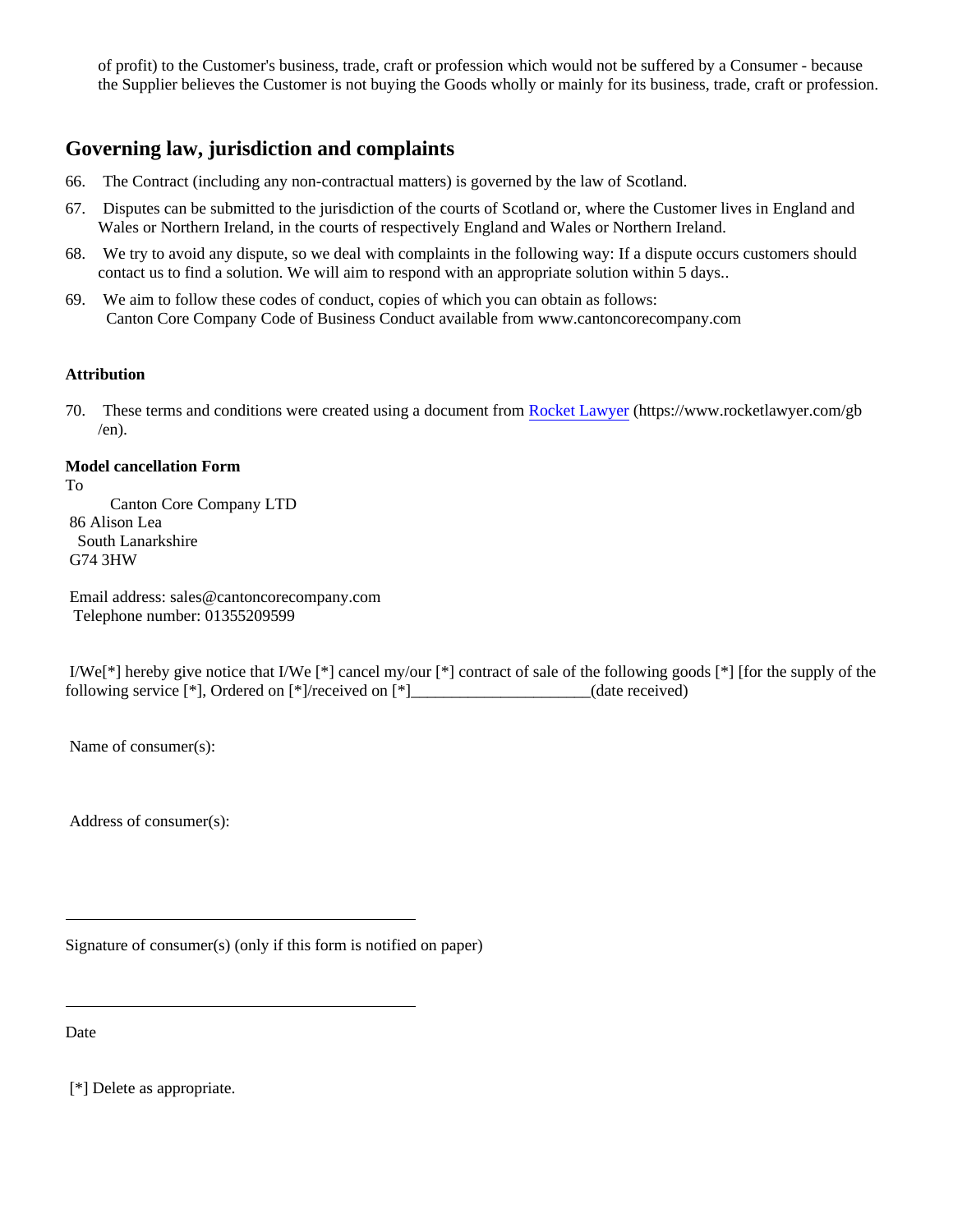of profit) to the Customer's business, trade, craft or profession which would not be suffered by a Consumer - because the Supplier believes the Customer is not buying the Goods wholly or mainly for its business, trade, craft or profession.

## Governing law, jurisdiction and complaints

66. The Contract (including any non-contractual matters) is governed by the law of Scotland.
67. Disputes can be submitted to the jurisdiction of the courts of Scotland or, where the Customer lives in England and Wales or Northern Ireland, in the courts of respectively England and Wales or Northern Ireland.
68. We try to avoid any dispute, so we deal with complaints in the following way: If a dispute occurs customers should contact us to find a solution. We will aim to respond with an appropriate solution within 5 days..
69. We aim to follow these codes of conduct, copies of which you can obtain as follows:
    Canton Core Company Code of Business Conduct available from www.cantoncorecompany.com

**Attribution**

70. These terms and conditions were created using a document from Rocket Lawyer (https://www.rocketlawyer.com/gb/en).

**Model cancellation Form**

To

Canton Core Company LTD
86 Alison Lea
South Lanarkshire
G74 3HW

Email address: sales@cantoncorecompany.com
Telephone number: 01355209599

I/We[*] hereby give notice that I/We [*] cancel my/our [*] contract of sale of the following goods [*] [for the supply of the following service [*], Ordered on [*]/received on [*]______________________(date received)

Name of consumer(s):

Address of consumer(s):

_____________________________________________

Signature of consumer(s) (only if this form is notified on paper)

_____________________________________________

Date

[*] Delete as appropriate.